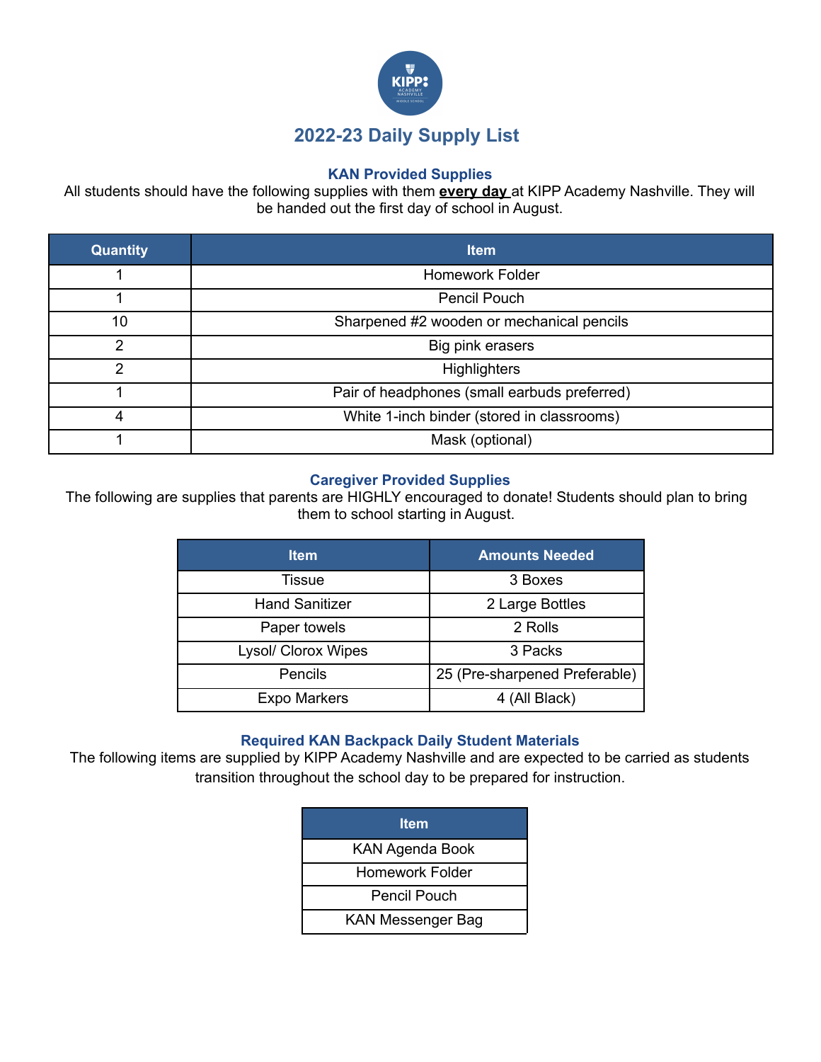# 2022-23 Daily Supply List

## KAN Provided Supplies

All students should have the following supplies with them **every day** at KIPP Academy Nashville. They will be handed out the first day of school in August.

| Quantity | Item |
|---|---|
| 1 | Homework Folder |
| 1 | Pencil Pouch |
| 10 | Sharpened #2 wooden or mechanical pencils |
| 2 | Big pink erasers |
| 2 | Highlighters |
| 1 | Pair of headphones (small earbuds preferred) |
| 4 | White 1-inch binder (stored in classrooms) |
| 1 | Mask (optional) |

## Caregiver Provided Supplies

The following are supplies that parents are HIGHLY encouraged to donate! Students should plan to bring them to school starting in August.

| Item | Amounts Needed |
|---|---|
| Tissue | 3 Boxes |
| Hand Sanitizer | 2 Large Bottles |
| Paper towels | 2 Rolls |
| Lysol/ Clorox Wipes | 3 Packs |
| Pencils | 25 (Pre-sharpened Preferable) |
| Expo Markers | 4 (All Black) |

## Required KAN Backpack Daily Student Materials

The following items are supplied by KIPP Academy Nashville and are expected to be carried as students transition throughout the school day to be prepared for instruction.

| Item |
|---|
| KAN Agenda Book |
| Homework Folder |
| Pencil Pouch |
| KAN Messenger Bag |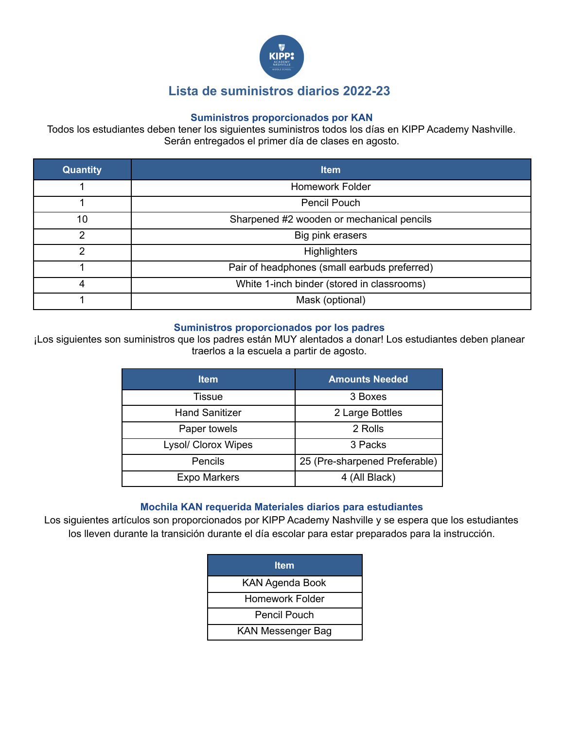# Lista de suministros diarios 2022-23

### Suministros proporcionados por KAN

Todos los estudiantes deben tener los siguientes suministros todos los días en KIPP Academy Nashville. Serán entregados el primer día de clases en agosto.

| Quantity | Item |
|---|---|
| 1 | Homework Folder |
| 1 | Pencil Pouch |
| 10 | Sharpened #2 wooden or mechanical pencils |
| 2 | Big pink erasers |
| 2 | Highlighters |
| 1 | Pair of headphones (small earbuds preferred) |
| 4 | White 1-inch binder (stored in classrooms) |
| 1 | Mask (optional) |

### Suministros proporcionados por los padres

¡Los siguientes son suministros que los padres están MUY alentados a donar! Los estudiantes deben planear traerlos a la escuela a partir de agosto.

| Item | Amounts Needed |
|---|---|
| Tissue | 3 Boxes |
| Hand Sanitizer | 2 Large Bottles |
| Paper towels | 2 Rolls |
| Lysol/ Clorox Wipes | 3 Packs |
| Pencils | 25 (Pre-sharpened Preferable) |
| Expo Markers | 4 (All Black) |

### Mochila KAN requerida Materiales diarios para estudiantes

Los siguientes artículos son proporcionados por KIPP Academy Nashville y se espera que los estudiantes los lleven durante la transición durante el día escolar para estar preparados para la instrucción.

| Item |
|---|
| KAN Agenda Book |
| Homework Folder |
| Pencil Pouch |
| KAN Messenger Bag |